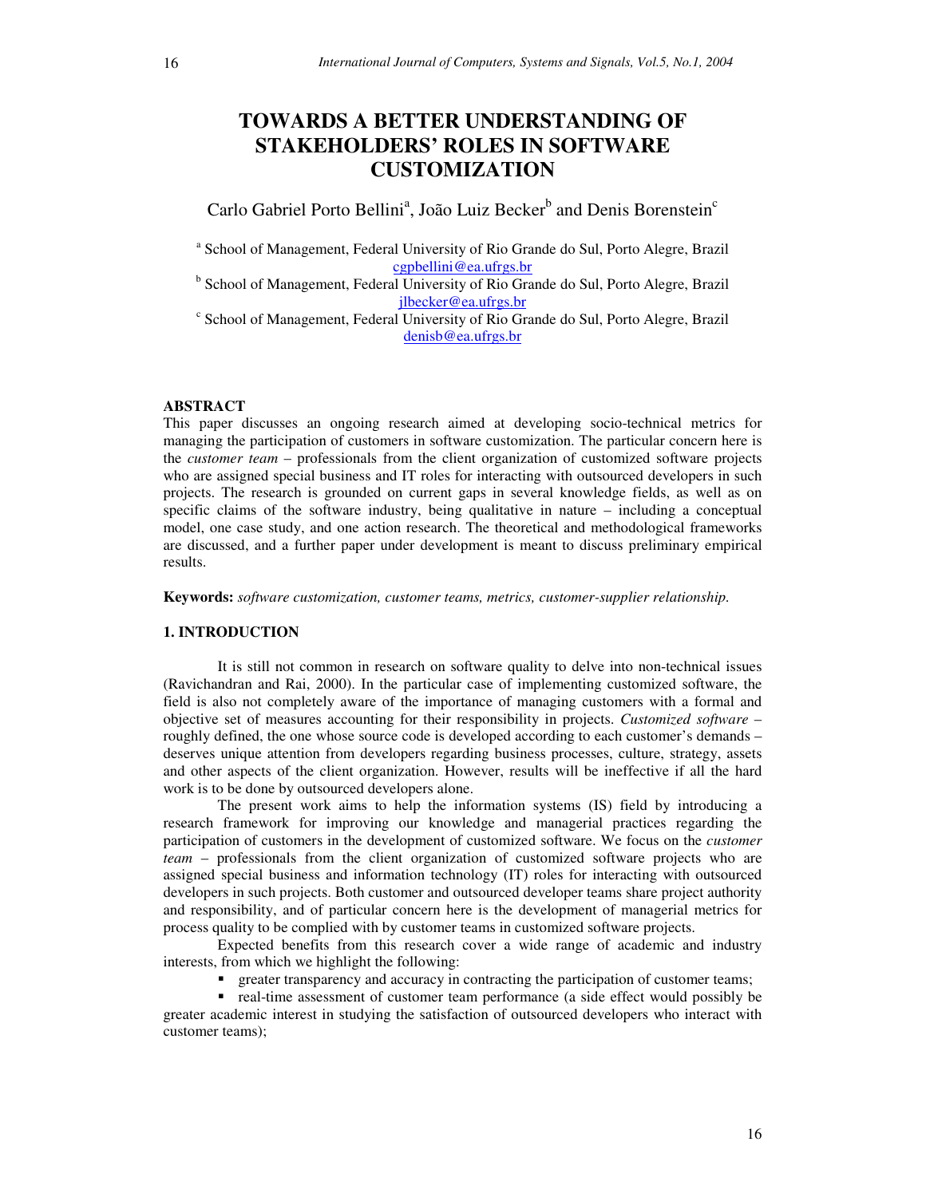# TOWARDS A BETTER UNDERSTANDING OF STAKEHOLDERS' ROLES IN SOFTWARE CUSTOMIZATION

Carlo Gabriel Porto Bellini[a], João Luiz Becker[b] and Denis Borenstein[c]

[a] School of Management, Federal University of Rio Grande do Sul, Porto Alegre, Brazil
cgpbellini@ea.ufrgs.br

[b] School of Management, Federal University of Rio Grande do Sul, Porto Alegre, Brazil
jlbecker@ea.ufrgs.br

[c] School of Management, Federal University of Rio Grande do Sul, Porto Alegre, Brazil
denisb@ea.ufrgs.br

### ABSTRACT

This paper discusses an ongoing research aimed at developing socio-technical metrics for managing the participation of customers in software customization. The particular concern here is the *customer team* – professionals from the client organization of customized software projects who are assigned special business and IT roles for interacting with outsourced developers in such projects. The research is grounded on current gaps in several knowledge fields, as well as on specific claims of the software industry, being qualitative in nature – including a conceptual model, one case study, and one action research. The theoretical and methodological frameworks are discussed, and a further paper under development is meant to discuss preliminary empirical results.

**Keywords:** *software customization, customer teams, metrics, customer-supplier relationship.*

## 1. INTRODUCTION

It is still not common in research on software quality to delve into non-technical issues (Ravichandran and Rai, 2000). In the particular case of implementing customized software, the field is also not completely aware of the importance of managing customers with a formal and objective set of measures accounting for their responsibility in projects. *Customized software* – roughly defined, the one whose source code is developed according to each customer's demands – deserves unique attention from developers regarding business processes, culture, strategy, assets and other aspects of the client organization. However, results will be ineffective if all the hard work is to be done by outsourced developers alone.

The present work aims to help the information systems (IS) field by introducing a research framework for improving our knowledge and managerial practices regarding the participation of customers in the development of customized software. We focus on the *customer team* – professionals from the client organization of customized software projects who are assigned special business and information technology (IT) roles for interacting with outsourced developers in such projects. Both customer and outsourced developer teams share project authority and responsibility, and of particular concern here is the development of managerial metrics for process quality to be complied with by customer teams in customized software projects.

Expected benefits from this research cover a wide range of academic and industry interests, from which we highlight the following:

- greater transparency and accuracy in contracting the participation of customer teams;
- real-time assessment of customer team performance (a side effect would possibly be greater academic interest in studying the satisfaction of outsourced developers who interact with customer teams);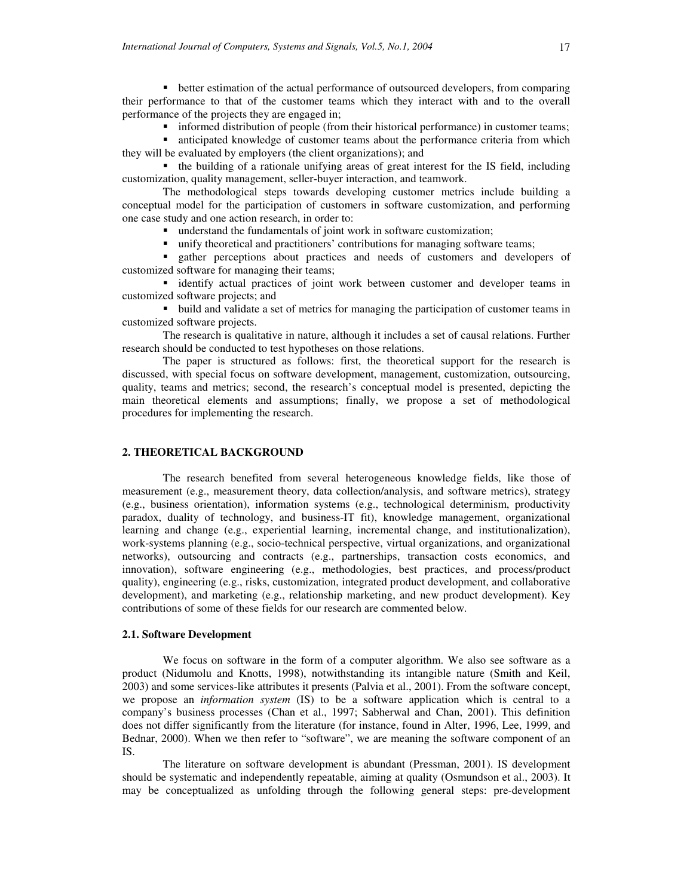- better estimation of the actual performance of outsourced developers, from comparing their performance to that of the customer teams which they interact with and to the overall performance of the projects they are engaged in;
- informed distribution of people (from their historical performance) in customer teams;
- anticipated knowledge of customer teams about the performance criteria from which they will be evaluated by employers (the client organizations); and
- the building of a rationale unifying areas of great interest for the IS field, including customization, quality management, seller-buyer interaction, and teamwork.

The methodological steps towards developing customer metrics include building a conceptual model for the participation of customers in software customization, and performing one case study and one action research, in order to:

- understand the fundamentals of joint work in software customization;
- unify theoretical and practitioners' contributions for managing software teams;
- gather perceptions about practices and needs of customers and developers of customized software for managing their teams;
- identify actual practices of joint work between customer and developer teams in customized software projects; and
- build and validate a set of metrics for managing the participation of customer teams in customized software projects.

The research is qualitative in nature, although it includes a set of causal relations. Further research should be conducted to test hypotheses on those relations.

The paper is structured as follows: first, the theoretical support for the research is discussed, with special focus on software development, management, customization, outsourcing, quality, teams and metrics; second, the research's conceptual model is presented, depicting the main theoretical elements and assumptions; finally, we propose a set of methodological procedures for implementing the research.

## 2. THEORETICAL BACKGROUND

The research benefited from several heterogeneous knowledge fields, like those of measurement (e.g., measurement theory, data collection/analysis, and software metrics), strategy (e.g., business orientation), information systems (e.g., technological determinism, productivity paradox, duality of technology, and business-IT fit), knowledge management, organizational learning and change (e.g., experiential learning, incremental change, and institutionalization), work-systems planning (e.g., socio-technical perspective, virtual organizations, and organizational networks), outsourcing and contracts (e.g., partnerships, transaction costs economics, and innovation), software engineering (e.g., methodologies, best practices, and process/product quality), engineering (e.g., risks, customization, integrated product development, and collaborative development), and marketing (e.g., relationship marketing, and new product development). Key contributions of some of these fields for our research are commented below.

### 2.1. Software Development

We focus on software in the form of a computer algorithm. We also see software as a product (Nidumolu and Knotts, 1998), notwithstanding its intangible nature (Smith and Keil, 2003) and some services-like attributes it presents (Palvia et al., 2001). From the software concept, we propose an *information system* (IS) to be a software application which is central to a company's business processes (Chan et al., 1997; Sabherwal and Chan, 2001). This definition does not differ significantly from the literature (for instance, found in Alter, 1996, Lee, 1999, and Bednar, 2000). When we then refer to "software", we are meaning the software component of an IS.

The literature on software development is abundant (Pressman, 2001). IS development should be systematic and independently repeatable, aiming at quality (Osmundson et al., 2003). It may be conceptualized as unfolding through the following general steps: pre-development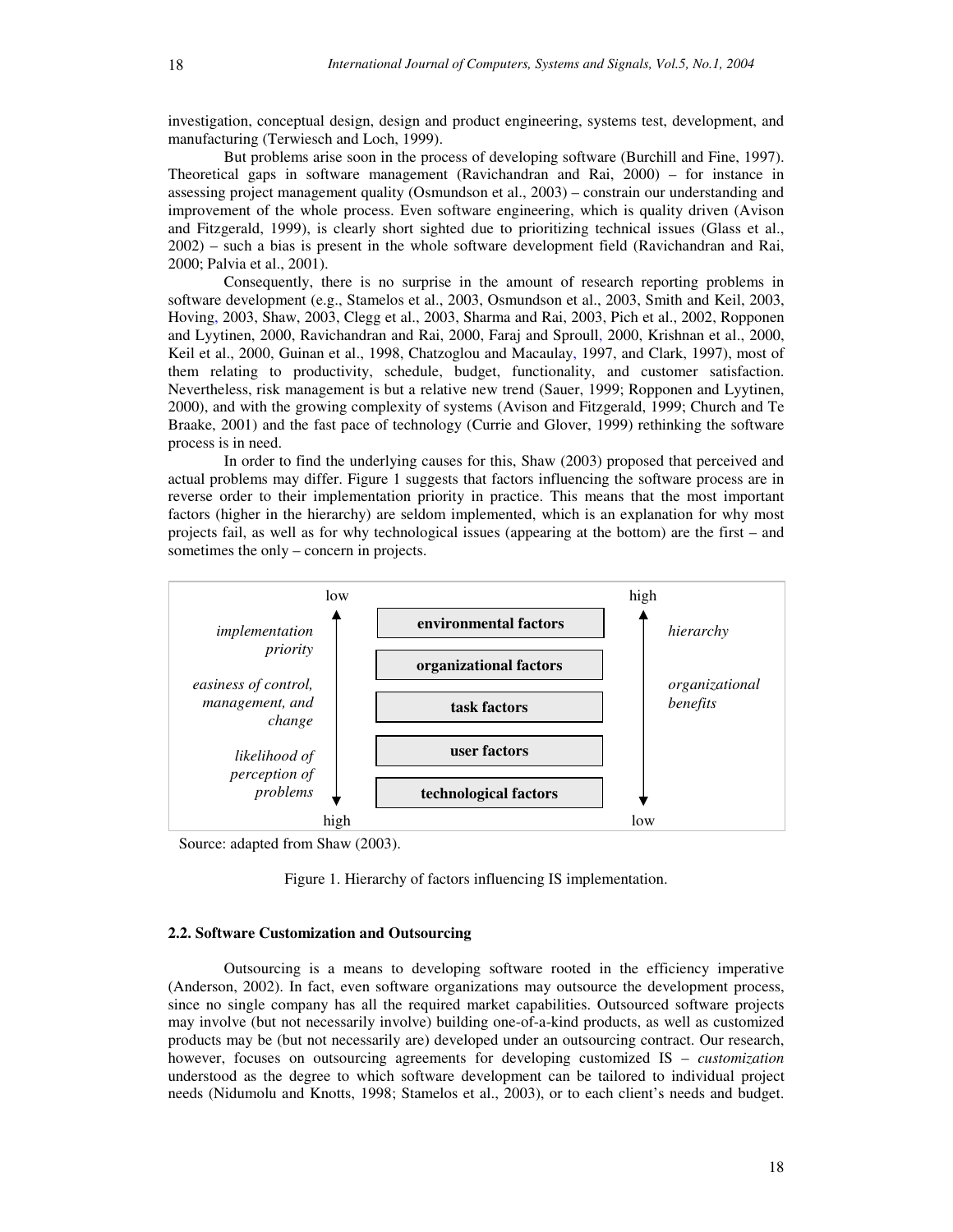investigation, conceptual design, design and product engineering, systems test, development, and manufacturing (Terwiesch and Loch, 1999).

But problems arise soon in the process of developing software (Burchill and Fine, 1997). Theoretical gaps in software management (Ravichandran and Rai, 2000) – for instance in assessing project management quality (Osmundson et al., 2003) – constrain our understanding and improvement of the whole process. Even software engineering, which is quality driven (Avison and Fitzgerald, 1999), is clearly short sighted due to prioritizing technical issues (Glass et al., 2002) – such a bias is present in the whole software development field (Ravichandran and Rai, 2000; Palvia et al., 2001).

Consequently, there is no surprise in the amount of research reporting problems in software development (e.g., Stamelos et al., 2003, Osmundson et al., 2003, Smith and Keil, 2003, Hoving, 2003, Shaw, 2003, Clegg et al., 2003, Sharma and Rai, 2003, Pich et al., 2002, Ropponen and Lyytinen, 2000, Ravichandran and Rai, 2000, Faraj and Sproull, 2000, Krishnan et al., 2000, Keil et al., 2000, Guinan et al., 1998, Chatzoglou and Macaulay, 1997, and Clark, 1997), most of them relating to productivity, schedule, budget, functionality, and customer satisfaction. Nevertheless, risk management is but a relative new trend (Sauer, 1999; Ropponen and Lyytinen, 2000), and with the growing complexity of systems (Avison and Fitzgerald, 1999; Church and Te Braake, 2001) and the fast pace of technology (Currie and Glover, 1999) rethinking the software process is in need.

In order to find the underlying causes for this, Shaw (2003) proposed that perceived and actual problems may differ. Figure 1 suggests that factors influencing the software process are in reverse order to their implementation priority in practice. This means that the most important factors (higher in the hierarchy) are seldom implemented, which is an explanation for why most projects fail, as well as for why technological issues (appearing at the bottom) are the first – and sometimes the only – concern in projects.

| *implementation priority; easiness of control, management, and change; likelihood of perception of problems* (low → high) | Factors | *hierarchy; organizational benefits* (high → low) |
|---|---|---|
| low | **environmental factors** | high |
| | **organizational factors** | |
| | **task factors** | |
| | **user factors** | |
| high | **technological factors** | low |

Source: adapted from Shaw (2003).

Figure 1. Hierarchy of factors influencing IS implementation.

### 2.2. Software Customization and Outsourcing

Outsourcing is a means to developing software rooted in the efficiency imperative (Anderson, 2002). In fact, even software organizations may outsource the development process, since no single company has all the required market capabilities. Outsourced software projects may involve (but not necessarily involve) building one-of-a-kind products, as well as customized products may be (but not necessarily are) developed under an outsourcing contract. Our research, however, focuses on outsourcing agreements for developing customized IS – *customization* understood as the degree to which software development can be tailored to individual project needs (Nidumolu and Knotts, 1998; Stamelos et al., 2003), or to each client's needs and budget.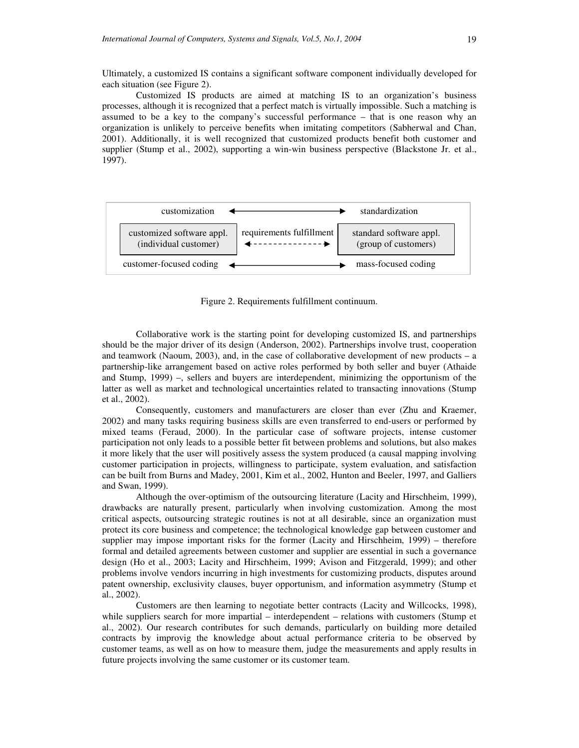Ultimately, a customized IS contains a significant software component individually developed for each situation (see Figure 2).

Customized IS products are aimed at matching IS to an organization's business processes, although it is recognized that a perfect match is virtually impossible. Such a matching is assumed to be a key to the company's successful performance – that is one reason why an organization is unlikely to perceive benefits when imitating competitors (Sabherwal and Chan, 2001). Additionally, it is well recognized that customized products benefit both customer and supplier (Stump et al., 2002), supporting a win-win business perspective (Blackstone Jr. et al., 1997).

| customization | ⟷ | standardization |
|---|---|---|
| customized software appl. (individual customer) | requirements fulfillment ⟵ - - - ⟶ | standard software appl. (group of customers) |
| customer-focused coding | ⟷ | mass-focused coding |

Figure 2. Requirements fulfillment continuum.

Collaborative work is the starting point for developing customized IS, and partnerships should be the major driver of its design (Anderson, 2002). Partnerships involve trust, cooperation and teamwork (Naoum, 2003), and, in the case of collaborative development of new products – a partnership-like arrangement based on active roles performed by both seller and buyer (Athaide and Stump, 1999) –, sellers and buyers are interdependent, minimizing the opportunism of the latter as well as market and technological uncertainties related to transacting innovations (Stump et al., 2002).

Consequently, customers and manufacturers are closer than ever (Zhu and Kraemer, 2002) and many tasks requiring business skills are even transferred to end-users or performed by mixed teams (Feraud, 2000). In the particular case of software projects, intense customer participation not only leads to a possible better fit between problems and solutions, but also makes it more likely that the user will positively assess the system produced (a causal mapping involving customer participation in projects, willingness to participate, system evaluation, and satisfaction can be built from Burns and Madey, 2001, Kim et al., 2002, Hunton and Beeler, 1997, and Galliers and Swan, 1999).

Although the over-optimism of the outsourcing literature (Lacity and Hirschheim, 1999), drawbacks are naturally present, particularly when involving customization. Among the most critical aspects, outsourcing strategic routines is not at all desirable, since an organization must protect its core business and competence; the technological knowledge gap between customer and supplier may impose important risks for the former (Lacity and Hirschheim, 1999) – therefore formal and detailed agreements between customer and supplier are essential in such a governance design (Ho et al., 2003; Lacity and Hirschheim, 1999; Avison and Fitzgerald, 1999); and other problems involve vendors incurring in high investments for customizing products, disputes around patent ownership, exclusivity clauses, buyer opportunism, and information asymmetry (Stump et al., 2002).

Customers are then learning to negotiate better contracts (Lacity and Willcocks, 1998), while suppliers search for more impartial – interdependent – relations with customers (Stump et al., 2002). Our research contributes for such demands, particularly on building more detailed contracts by improvig the knowledge about actual performance criteria to be observed by customer teams, as well as on how to measure them, judge the measurements and apply results in future projects involving the same customer or its customer team.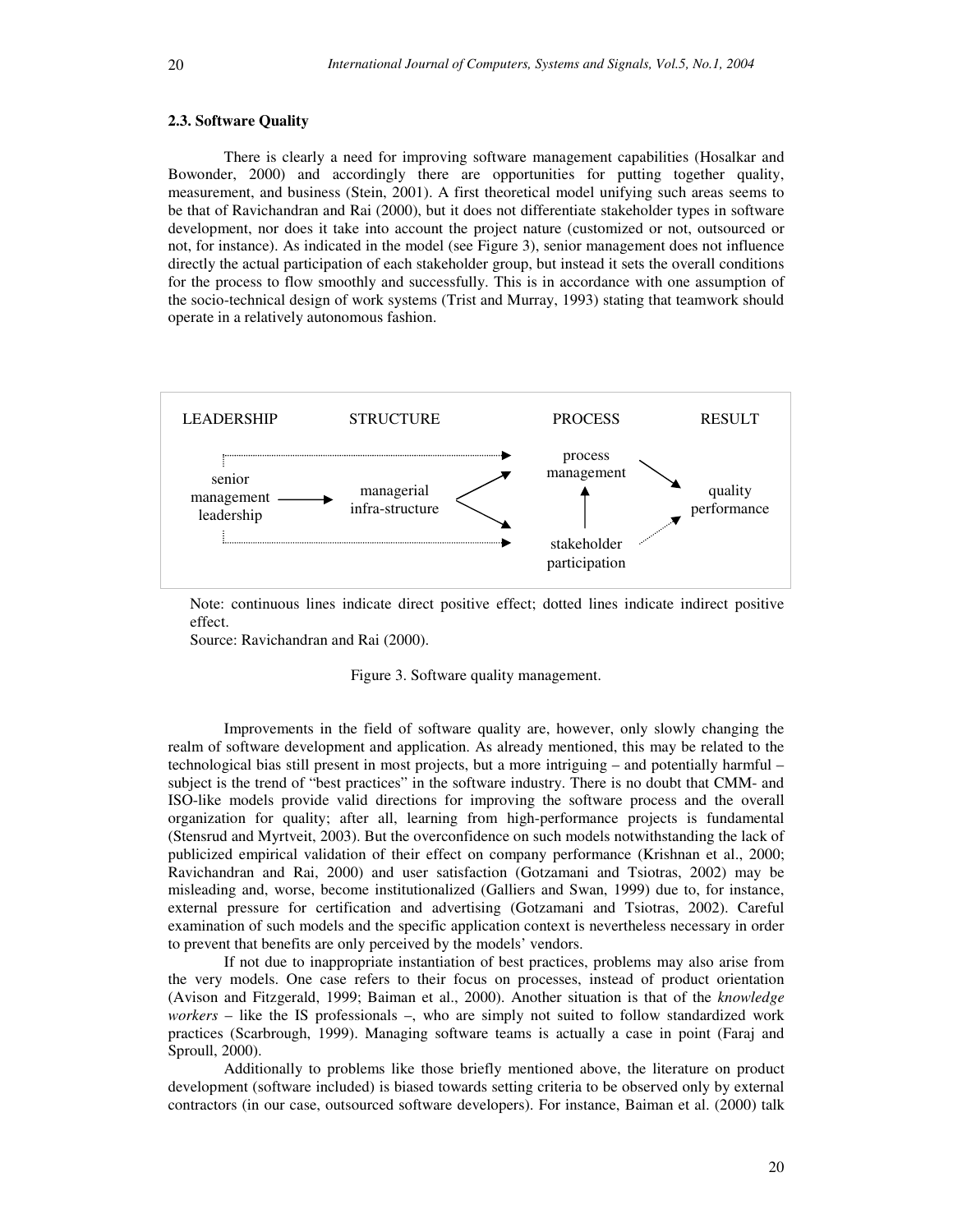### 2.3. Software Quality

There is clearly a need for improving software management capabilities (Hosalkar and Bowonder, 2000) and accordingly there are opportunities for putting together quality, measurement, and business (Stein, 2001). A first theoretical model unifying such areas seems to be that of Ravichandran and Rai (2000), but it does not differentiate stakeholder types in software development, nor does it take into account the project nature (customized or not, outsourced or not, for instance). As indicated in the model (see Figure 3), senior management does not influence directly the actual participation of each stakeholder group, but instead it sets the overall conditions for the process to flow smoothly and successfully. This is in accordance with one assumption of the socio-technical design of work systems (Trist and Murray, 1993) stating that teamwork should operate in a relatively autonomous fashion.

| LEADERSHIP | STRUCTURE | PROCESS | RESULT |
|---|---|---|---|
| senior management leadership | managerial infra-structure | process management | quality performance |
| | | stakeholder participation | |

Note: continuous lines indicate direct positive effect; dotted lines indicate indirect positive effect.

Source: Ravichandran and Rai (2000).

Figure 3. Software quality management.

Improvements in the field of software quality are, however, only slowly changing the realm of software development and application. As already mentioned, this may be related to the technological bias still present in most projects, but a more intriguing – and potentially harmful – subject is the trend of "best practices" in the software industry. There is no doubt that CMM- and ISO-like models provide valid directions for improving the software process and the overall organization for quality; after all, learning from high-performance projects is fundamental (Stensrud and Myrtveit, 2003). But the overconfidence on such models notwithstanding the lack of publicized empirical validation of their effect on company performance (Krishnan et al., 2000; Ravichandran and Rai, 2000) and user satisfaction (Gotzamani and Tsiotras, 2002) may be misleading and, worse, become institutionalized (Galliers and Swan, 1999) due to, for instance, external pressure for certification and advertising (Gotzamani and Tsiotras, 2002). Careful examination of such models and the specific application context is nevertheless necessary in order to prevent that benefits are only perceived by the models' vendors.

If not due to inappropriate instantiation of best practices, problems may also arise from the very models. One case refers to their focus on processes, instead of product orientation (Avison and Fitzgerald, 1999; Baiman et al., 2000). Another situation is that of the *knowledge workers* – like the IS professionals –, who are simply not suited to follow standardized work practices (Scarbrough, 1999). Managing software teams is actually a case in point (Faraj and Sproull, 2000).

Additionally to problems like those briefly mentioned above, the literature on product development (software included) is biased towards setting criteria to be observed only by external contractors (in our case, outsourced software developers). For instance, Baiman et al. (2000) talk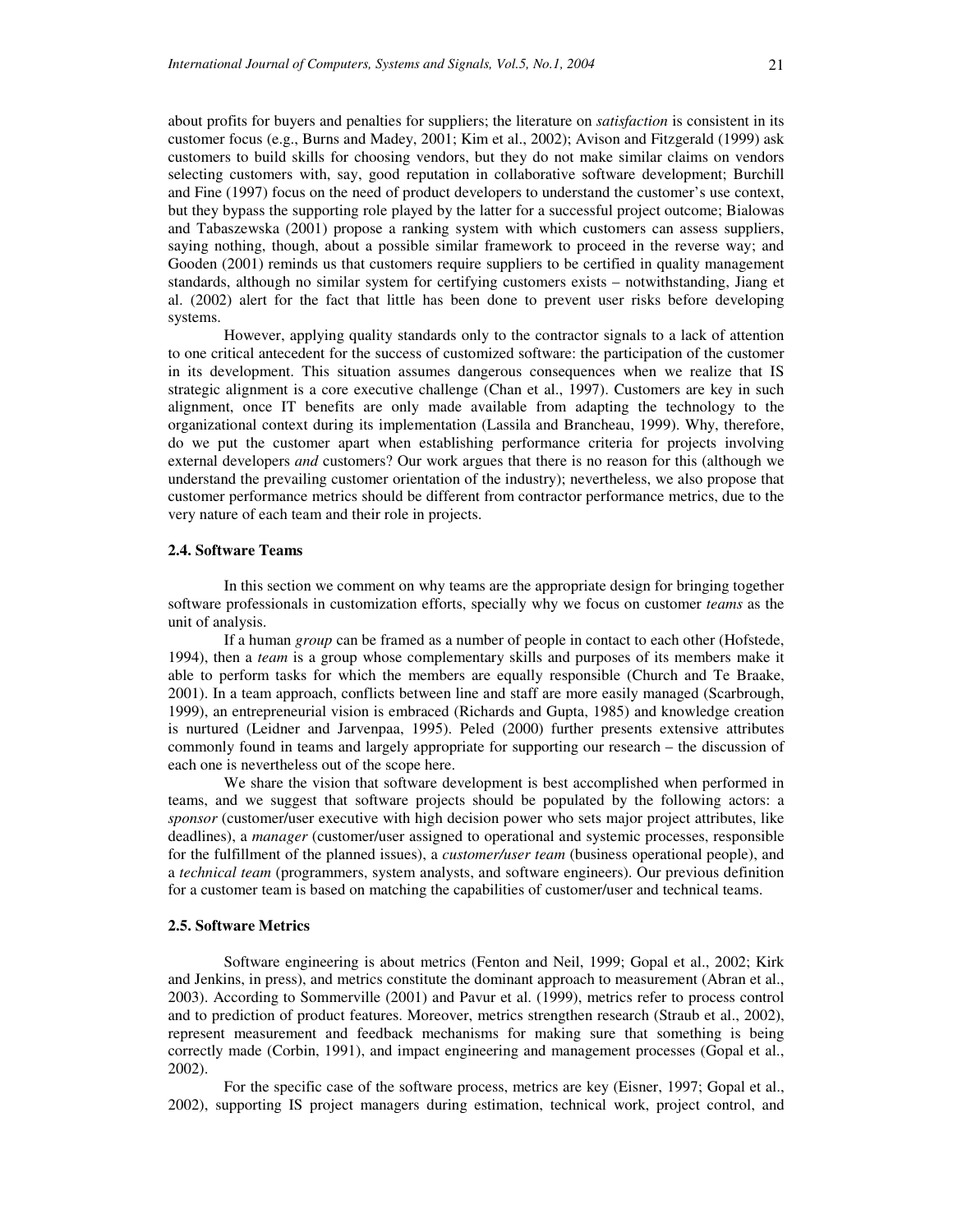about profits for buyers and penalties for suppliers; the literature on *satisfaction* is consistent in its customer focus (e.g., Burns and Madey, 2001; Kim et al., 2002); Avison and Fitzgerald (1999) ask customers to build skills for choosing vendors, but they do not make similar claims on vendors selecting customers with, say, good reputation in collaborative software development; Burchill and Fine (1997) focus on the need of product developers to understand the customer's use context, but they bypass the supporting role played by the latter for a successful project outcome; Bialowas and Tabaszewska (2001) propose a ranking system with which customers can assess suppliers, saying nothing, though, about a possible similar framework to proceed in the reverse way; and Gooden (2001) reminds us that customers require suppliers to be certified in quality management standards, although no similar system for certifying customers exists – notwithstanding, Jiang et al. (2002) alert for the fact that little has been done to prevent user risks before developing systems.

However, applying quality standards only to the contractor signals to a lack of attention to one critical antecedent for the success of customized software: the participation of the customer in its development. This situation assumes dangerous consequences when we realize that IS strategic alignment is a core executive challenge (Chan et al., 1997). Customers are key in such alignment, once IT benefits are only made available from adapting the technology to the organizational context during its implementation (Lassila and Brancheau, 1999). Why, therefore, do we put the customer apart when establishing performance criteria for projects involving external developers *and* customers? Our work argues that there is no reason for this (although we understand the prevailing customer orientation of the industry); nevertheless, we also propose that customer performance metrics should be different from contractor performance metrics, due to the very nature of each team and their role in projects.

### 2.4. Software Teams

In this section we comment on why teams are the appropriate design for bringing together software professionals in customization efforts, specially why we focus on customer *teams* as the unit of analysis.

If a human *group* can be framed as a number of people in contact to each other (Hofstede, 1994), then a *team* is a group whose complementary skills and purposes of its members make it able to perform tasks for which the members are equally responsible (Church and Te Braake, 2001). In a team approach, conflicts between line and staff are more easily managed (Scarbrough, 1999), an entrepreneurial vision is embraced (Richards and Gupta, 1985) and knowledge creation is nurtured (Leidner and Jarvenpaa, 1995). Peled (2000) further presents extensive attributes commonly found in teams and largely appropriate for supporting our research – the discussion of each one is nevertheless out of the scope here.

We share the vision that software development is best accomplished when performed in teams, and we suggest that software projects should be populated by the following actors: a *sponsor* (customer/user executive with high decision power who sets major project attributes, like deadlines), a *manager* (customer/user assigned to operational and systemic processes, responsible for the fulfillment of the planned issues), a *customer/user team* (business operational people), and a *technical team* (programmers, system analysts, and software engineers). Our previous definition for a customer team is based on matching the capabilities of customer/user and technical teams.

### 2.5. Software Metrics

Software engineering is about metrics (Fenton and Neil, 1999; Gopal et al., 2002; Kirk and Jenkins, in press), and metrics constitute the dominant approach to measurement (Abran et al., 2003). According to Sommerville (2001) and Pavur et al. (1999), metrics refer to process control and to prediction of product features. Moreover, metrics strengthen research (Straub et al., 2002), represent measurement and feedback mechanisms for making sure that something is being correctly made (Corbin, 1991), and impact engineering and management processes (Gopal et al., 2002).

For the specific case of the software process, metrics are key (Eisner, 1997; Gopal et al., 2002), supporting IS project managers during estimation, technical work, project control, and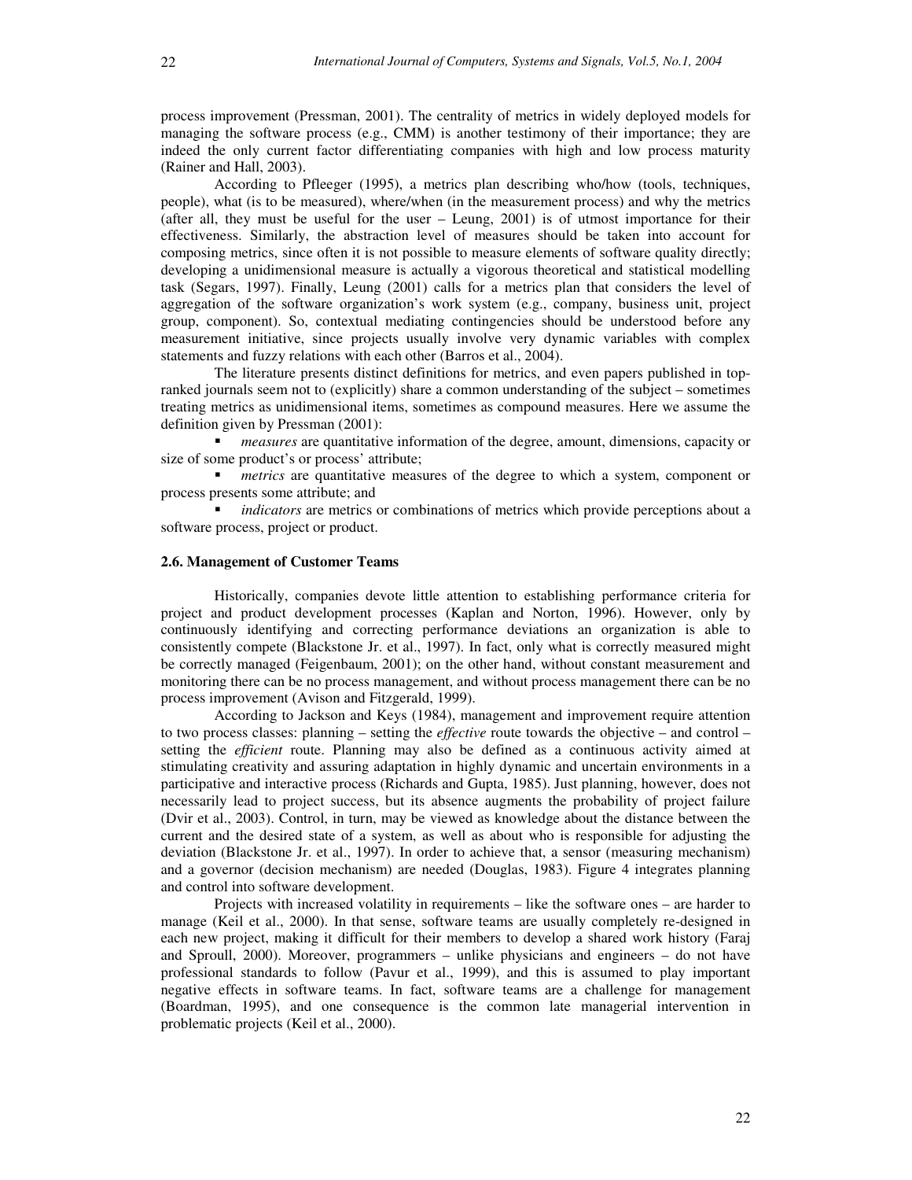process improvement (Pressman, 2001). The centrality of metrics in widely deployed models for managing the software process (e.g., CMM) is another testimony of their importance; they are indeed the only current factor differentiating companies with high and low process maturity (Rainer and Hall, 2003).

According to Pfleeger (1995), a metrics plan describing who/how (tools, techniques, people), what (is to be measured), where/when (in the measurement process) and why the metrics (after all, they must be useful for the user – Leung, 2001) is of utmost importance for their effectiveness. Similarly, the abstraction level of measures should be taken into account for composing metrics, since often it is not possible to measure elements of software quality directly; developing a unidimensional measure is actually a vigorous theoretical and statistical modelling task (Segars, 1997). Finally, Leung (2001) calls for a metrics plan that considers the level of aggregation of the software organization's work system (e.g., company, business unit, project group, component). So, contextual mediating contingencies should be understood before any measurement initiative, since projects usually involve very dynamic variables with complex statements and fuzzy relations with each other (Barros et al., 2004).

The literature presents distinct definitions for metrics, and even papers published in top-ranked journals seem not to (explicitly) share a common understanding of the subject – sometimes treating metrics as unidimensional items, sometimes as compound measures. Here we assume the definition given by Pressman (2001):

- *measures* are quantitative information of the degree, amount, dimensions, capacity or size of some product's or process' attribute;
- *metrics* are quantitative measures of the degree to which a system, component or process presents some attribute; and
- *indicators* are metrics or combinations of metrics which provide perceptions about a software process, project or product.

### 2.6. Management of Customer Teams

Historically, companies devote little attention to establishing performance criteria for project and product development processes (Kaplan and Norton, 1996). However, only by continuously identifying and correcting performance deviations an organization is able to consistently compete (Blackstone Jr. et al., 1997). In fact, only what is correctly measured might be correctly managed (Feigenbaum, 2001); on the other hand, without constant measurement and monitoring there can be no process management, and without process management there can be no process improvement (Avison and Fitzgerald, 1999).

According to Jackson and Keys (1984), management and improvement require attention to two process classes: planning – setting the *effective* route towards the objective – and control – setting the *efficient* route. Planning may also be defined as a continuous activity aimed at stimulating creativity and assuring adaptation in highly dynamic and uncertain environments in a participative and interactive process (Richards and Gupta, 1985). Just planning, however, does not necessarily lead to project success, but its absence augments the probability of project failure (Dvir et al., 2003). Control, in turn, may be viewed as knowledge about the distance between the current and the desired state of a system, as well as about who is responsible for adjusting the deviation (Blackstone Jr. et al., 1997). In order to achieve that, a sensor (measuring mechanism) and a governor (decision mechanism) are needed (Douglas, 1983). Figure 4 integrates planning and control into software development.

Projects with increased volatility in requirements – like the software ones – are harder to manage (Keil et al., 2000). In that sense, software teams are usually completely re-designed in each new project, making it difficult for their members to develop a shared work history (Faraj and Sproull, 2000). Moreover, programmers – unlike physicians and engineers – do not have professional standards to follow (Pavur et al., 1999), and this is assumed to play important negative effects in software teams. In fact, software teams are a challenge for management (Boardman, 1995), and one consequence is the common late managerial intervention in problematic projects (Keil et al., 2000).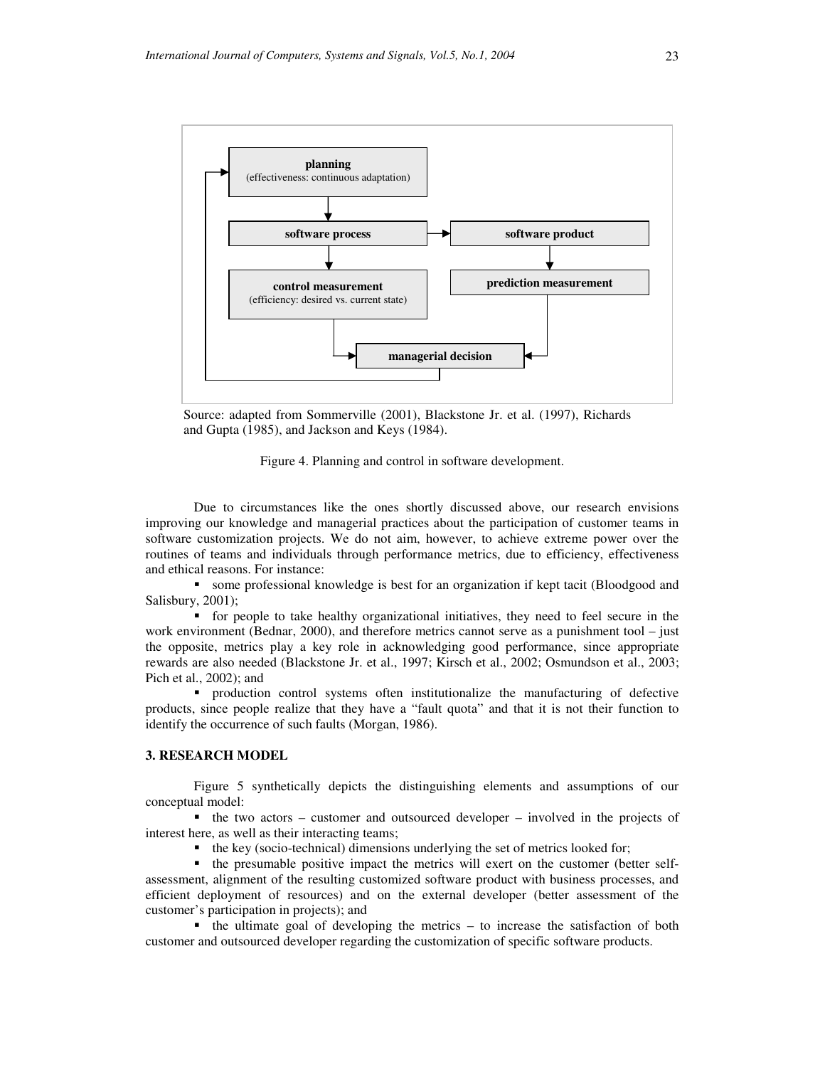Source: adapted from Sommerville (2001), Blackstone Jr. et al. (1997), Richards and Gupta (1985), and Jackson and Keys (1984).

Figure 4. Planning and control in software development.

Due to circumstances like the ones shortly discussed above, our research envisions improving our knowledge and managerial practices about the participation of customer teams in software customization projects. We do not aim, however, to achieve extreme power over the routines of teams and individuals through performance metrics, due to efficiency, effectiveness and ethical reasons. For instance:

- some professional knowledge is best for an organization if kept tacit (Bloodgood and Salisbury, 2001);
- for people to take healthy organizational initiatives, they need to feel secure in the work environment (Bednar, 2000), and therefore metrics cannot serve as a punishment tool – just the opposite, metrics play a key role in acknowledging good performance, since appropriate rewards are also needed (Blackstone Jr. et al., 1997; Kirsch et al., 2002; Osmundson et al., 2003; Pich et al., 2002); and
- production control systems often institutionalize the manufacturing of defective products, since people realize that they have a "fault quota" and that it is not their function to identify the occurrence of such faults (Morgan, 1986).

## 3. RESEARCH MODEL

Figure 5 synthetically depicts the distinguishing elements and assumptions of our conceptual model:

- the two actors – customer and outsourced developer – involved in the projects of interest here, as well as their interacting teams;
- the key (socio-technical) dimensions underlying the set of metrics looked for;
- the presumable positive impact the metrics will exert on the customer (better self-assessment, alignment of the resulting customized software product with business processes, and efficient deployment of resources) and on the external developer (better assessment of the customer's participation in projects); and
- the ultimate goal of developing the metrics – to increase the satisfaction of both customer and outsourced developer regarding the customization of specific software products.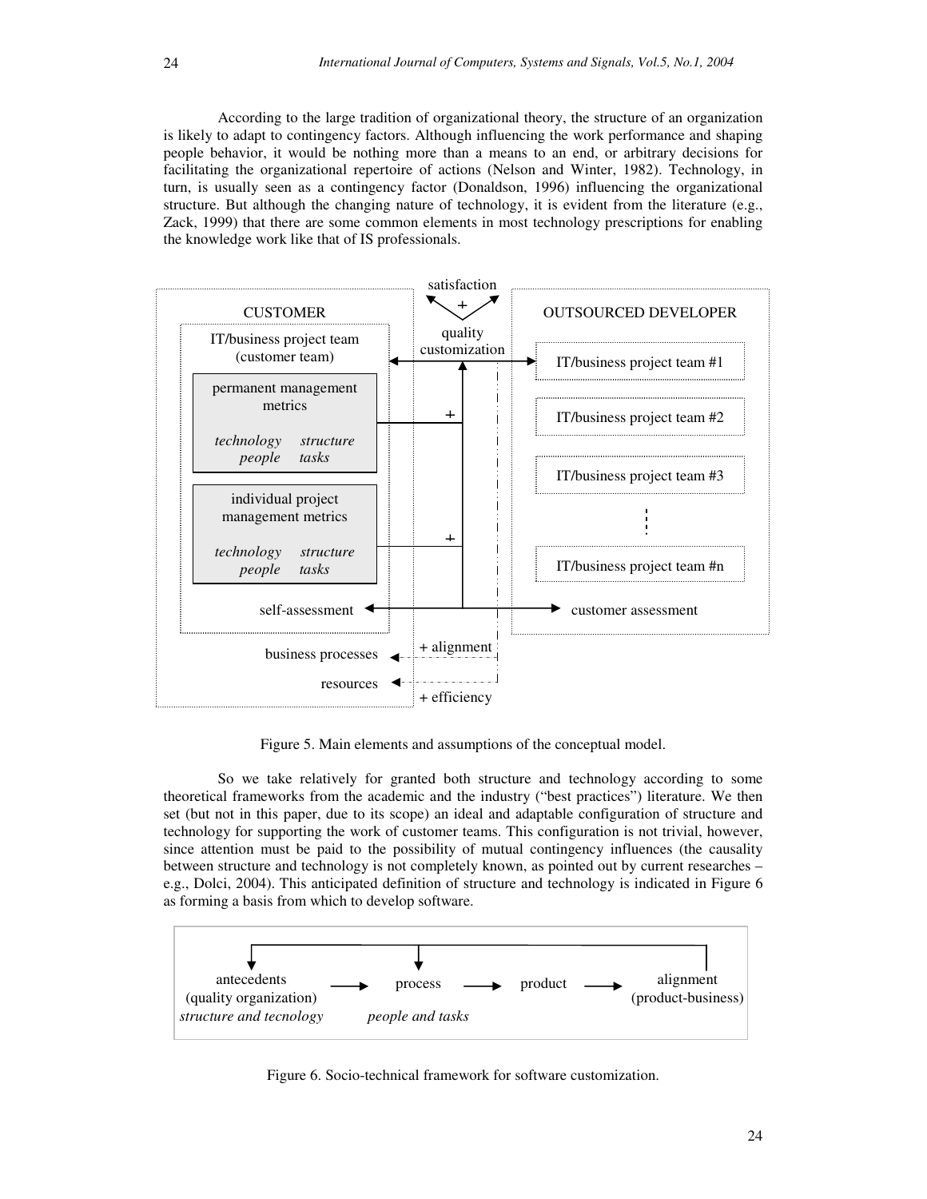According to the large tradition of organizational theory, the structure of an organization is likely to adapt to contingency factors. Although influencing the work performance and shaping people behavior, it would be nothing more than a means to an end, or arbitrary decisions for facilitating the organizational repertoire of actions (Nelson and Winter, 1982). Technology, in turn, is usually seen as a contingency factor (Donaldson, 1996) influencing the organizational structure. But although the changing nature of technology, it is evident from the literature (e.g., Zack, 1999) that there are some common elements in most technology prescriptions for enabling the knowledge work like that of IS professionals.

Figure 5. Main elements and assumptions of the conceptual model.

So we take relatively for granted both structure and technology according to some theoretical frameworks from the academic and the industry ("best practices") literature. We then set (but not in this paper, due to its scope) an ideal and adaptable configuration of structure and technology for supporting the work of customer teams. This configuration is not trivial, however, since attention must be paid to the possibility of mutual contingency influences (the causality between structure and technology is not completely known, as pointed out by current researches – e.g., Dolci, 2004). This anticipated definition of structure and technology is indicated in Figure 6 as forming a basis from which to develop software.

Figure 6. Socio-technical framework for software customization.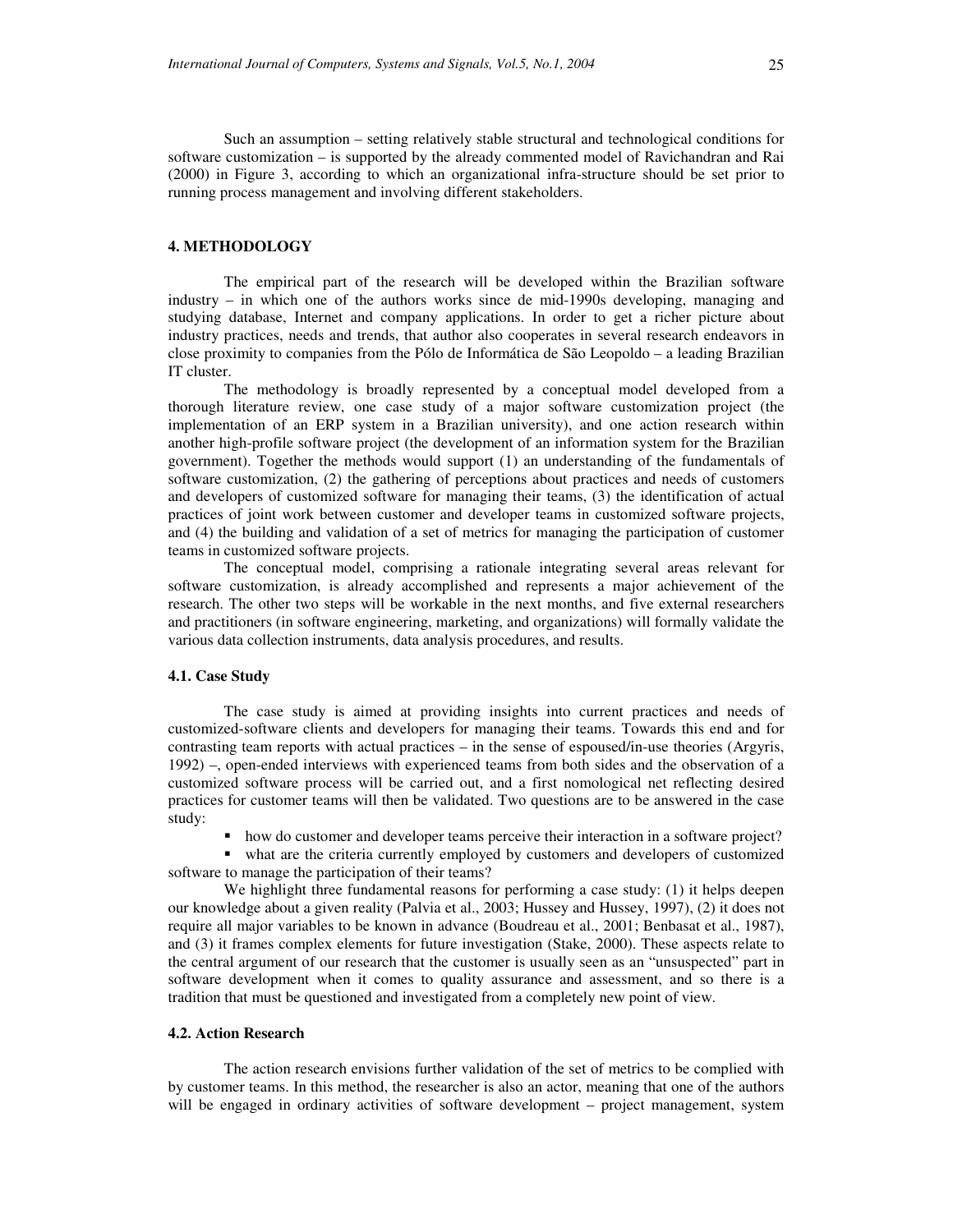Such an assumption – setting relatively stable structural and technological conditions for software customization – is supported by the already commented model of Ravichandran and Rai (2000) in Figure 3, according to which an organizational infra-structure should be set prior to running process management and involving different stakeholders.

## 4. METHODOLOGY

The empirical part of the research will be developed within the Brazilian software industry – in which one of the authors works since de mid-1990s developing, managing and studying database, Internet and company applications. In order to get a richer picture about industry practices, needs and trends, that author also cooperates in several research endeavors in close proximity to companies from the Pólo de Informática de São Leopoldo – a leading Brazilian IT cluster.

The methodology is broadly represented by a conceptual model developed from a thorough literature review, one case study of a major software customization project (the implementation of an ERP system in a Brazilian university), and one action research within another high-profile software project (the development of an information system for the Brazilian government). Together the methods would support (1) an understanding of the fundamentals of software customization, (2) the gathering of perceptions about practices and needs of customers and developers of customized software for managing their teams, (3) the identification of actual practices of joint work between customer and developer teams in customized software projects, and (4) the building and validation of a set of metrics for managing the participation of customer teams in customized software projects.

The conceptual model, comprising a rationale integrating several areas relevant for software customization, is already accomplished and represents a major achievement of the research. The other two steps will be workable in the next months, and five external researchers and practitioners (in software engineering, marketing, and organizations) will formally validate the various data collection instruments, data analysis procedures, and results.

### 4.1. Case Study

The case study is aimed at providing insights into current practices and needs of customized-software clients and developers for managing their teams. Towards this end and for contrasting team reports with actual practices – in the sense of espoused/in-use theories (Argyris, 1992) –, open-ended interviews with experienced teams from both sides and the observation of a customized software process will be carried out, and a first nomological net reflecting desired practices for customer teams will then be validated. Two questions are to be answered in the case study:

- how do customer and developer teams perceive their interaction in a software project?
- what are the criteria currently employed by customers and developers of customized software to manage the participation of their teams?

We highlight three fundamental reasons for performing a case study: (1) it helps deepen our knowledge about a given reality (Palvia et al., 2003; Hussey and Hussey, 1997), (2) it does not require all major variables to be known in advance (Boudreau et al., 2001; Benbasat et al., 1987), and (3) it frames complex elements for future investigation (Stake, 2000). These aspects relate to the central argument of our research that the customer is usually seen as an "unsuspected" part in software development when it comes to quality assurance and assessment, and so there is a tradition that must be questioned and investigated from a completely new point of view.

### 4.2. Action Research

The action research envisions further validation of the set of metrics to be complied with by customer teams. In this method, the researcher is also an actor, meaning that one of the authors will be engaged in ordinary activities of software development – project management, system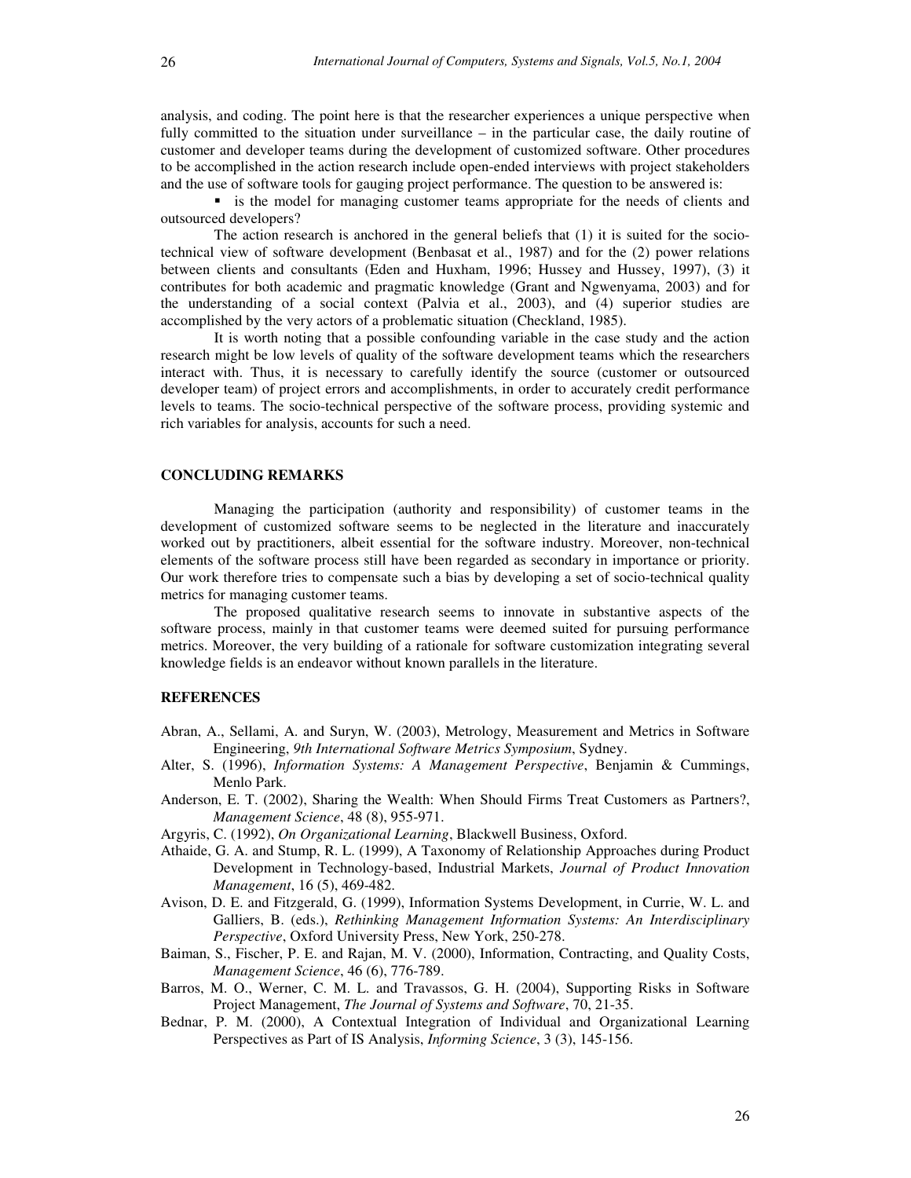analysis, and coding. The point here is that the researcher experiences a unique perspective when fully committed to the situation under surveillance – in the particular case, the daily routine of customer and developer teams during the development of customized software. Other procedures to be accomplished in the action research include open-ended interviews with project stakeholders and the use of software tools for gauging project performance. The question to be answered is:

- is the model for managing customer teams appropriate for the needs of clients and outsourced developers?

The action research is anchored in the general beliefs that (1) it is suited for the socio-technical view of software development (Benbasat et al., 1987) and for the (2) power relations between clients and consultants (Eden and Huxham, 1996; Hussey and Hussey, 1997), (3) it contributes for both academic and pragmatic knowledge (Grant and Ngwenyama, 2003) and for the understanding of a social context (Palvia et al., 2003), and (4) superior studies are accomplished by the very actors of a problematic situation (Checkland, 1985).

It is worth noting that a possible confounding variable in the case study and the action research might be low levels of quality of the software development teams which the researchers interact with. Thus, it is necessary to carefully identify the source (customer or outsourced developer team) of project errors and accomplishments, in order to accurately credit performance levels to teams. The socio-technical perspective of the software process, providing systemic and rich variables for analysis, accounts for such a need.

## CONCLUDING REMARKS

Managing the participation (authority and responsibility) of customer teams in the development of customized software seems to be neglected in the literature and inaccurately worked out by practitioners, albeit essential for the software industry. Moreover, non-technical elements of the software process still have been regarded as secondary in importance or priority. Our work therefore tries to compensate such a bias by developing a set of socio-technical quality metrics for managing customer teams.

The proposed qualitative research seems to innovate in substantive aspects of the software process, mainly in that customer teams were deemed suited for pursuing performance metrics. Moreover, the very building of a rationale for software customization integrating several knowledge fields is an endeavor without known parallels in the literature.

## REFERENCES

Abran, A., Sellami, A. and Suryn, W. (2003), Metrology, Measurement and Metrics in Software Engineering, *9th International Software Metrics Symposium*, Sydney.

Alter, S. (1996), *Information Systems: A Management Perspective*, Benjamin & Cummings, Menlo Park.

Anderson, E. T. (2002), Sharing the Wealth: When Should Firms Treat Customers as Partners?, *Management Science*, 48 (8), 955-971.

Argyris, C. (1992), *On Organizational Learning*, Blackwell Business, Oxford.

Athaide, G. A. and Stump, R. L. (1999), A Taxonomy of Relationship Approaches during Product Development in Technology-based, Industrial Markets, *Journal of Product Innovation Management*, 16 (5), 469-482.

Avison, D. E. and Fitzgerald, G. (1999), Information Systems Development, in Currie, W. L. and Galliers, B. (eds.), *Rethinking Management Information Systems: An Interdisciplinary Perspective*, Oxford University Press, New York, 250-278.

Baiman, S., Fischer, P. E. and Rajan, M. V. (2000), Information, Contracting, and Quality Costs, *Management Science*, 46 (6), 776-789.

Barros, M. O., Werner, C. M. L. and Travassos, G. H. (2004), Supporting Risks in Software Project Management, *The Journal of Systems and Software*, 70, 21-35.

Bednar, P. M. (2000), A Contextual Integration of Individual and Organizational Learning Perspectives as Part of IS Analysis, *Informing Science*, 3 (3), 145-156.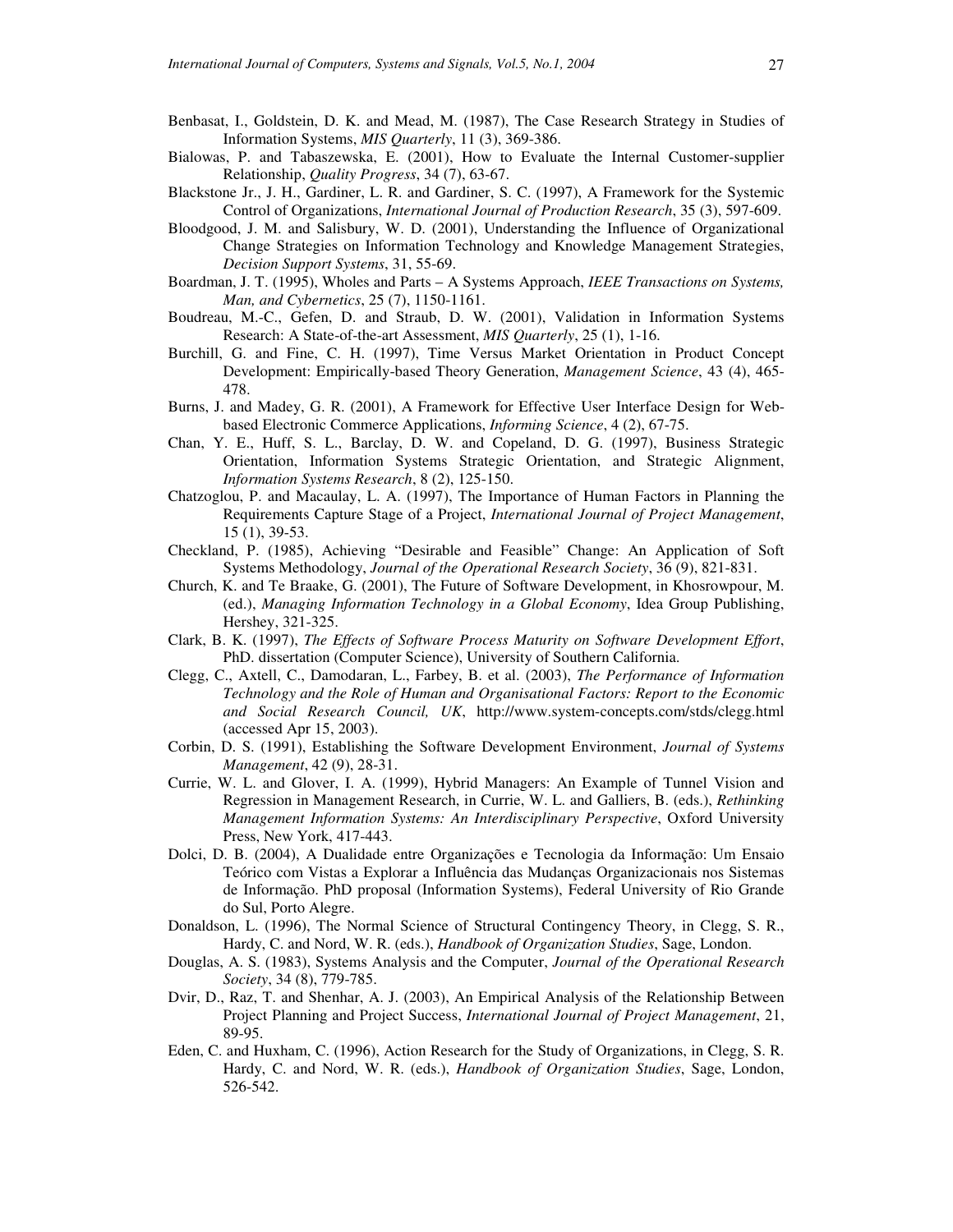Benbasat, I., Goldstein, D. K. and Mead, M. (1987), The Case Research Strategy in Studies of Information Systems, *MIS Quarterly*, 11 (3), 369-386.

Bialowas, P. and Tabaszewska, E. (2001), How to Evaluate the Internal Customer-supplier Relationship, *Quality Progress*, 34 (7), 63-67.

Blackstone Jr., J. H., Gardiner, L. R. and Gardiner, S. C. (1997), A Framework for the Systemic Control of Organizations, *International Journal of Production Research*, 35 (3), 597-609.

Bloodgood, J. M. and Salisbury, W. D. (2001), Understanding the Influence of Organizational Change Strategies on Information Technology and Knowledge Management Strategies, *Decision Support Systems*, 31, 55-69.

Boardman, J. T. (1995), Wholes and Parts – A Systems Approach, *IEEE Transactions on Systems, Man, and Cybernetics*, 25 (7), 1150-1161.

Boudreau, M.-C., Gefen, D. and Straub, D. W. (2001), Validation in Information Systems Research: A State-of-the-art Assessment, *MIS Quarterly*, 25 (1), 1-16.

Burchill, G. and Fine, C. H. (1997), Time Versus Market Orientation in Product Concept Development: Empirically-based Theory Generation, *Management Science*, 43 (4), 465-478.

Burns, J. and Madey, G. R. (2001), A Framework for Effective User Interface Design for Web-based Electronic Commerce Applications, *Informing Science*, 4 (2), 67-75.

Chan, Y. E., Huff, S. L., Barclay, D. W. and Copeland, D. G. (1997), Business Strategic Orientation, Information Systems Strategic Orientation, and Strategic Alignment, *Information Systems Research*, 8 (2), 125-150.

Chatzoglou, P. and Macaulay, L. A. (1997), The Importance of Human Factors in Planning the Requirements Capture Stage of a Project, *International Journal of Project Management*, 15 (1), 39-53.

Checkland, P. (1985), Achieving "Desirable and Feasible" Change: An Application of Soft Systems Methodology, *Journal of the Operational Research Society*, 36 (9), 821-831.

Church, K. and Te Braake, G. (2001), The Future of Software Development, in Khosrowpour, M. (ed.), *Managing Information Technology in a Global Economy*, Idea Group Publishing, Hershey, 321-325.

Clark, B. K. (1997), *The Effects of Software Process Maturity on Software Development Effort*, PhD. dissertation (Computer Science), University of Southern California.

Clegg, C., Axtell, C., Damodaran, L., Farbey, B. et al. (2003), *The Performance of Information Technology and the Role of Human and Organisational Factors: Report to the Economic and Social Research Council, UK*, http://www.system-concepts.com/stds/clegg.html (accessed Apr 15, 2003).

Corbin, D. S. (1991), Establishing the Software Development Environment, *Journal of Systems Management*, 42 (9), 28-31.

Currie, W. L. and Glover, I. A. (1999), Hybrid Managers: An Example of Tunnel Vision and Regression in Management Research, in Currie, W. L. and Galliers, B. (eds.), *Rethinking Management Information Systems: An Interdisciplinary Perspective*, Oxford University Press, New York, 417-443.

Dolci, D. B. (2004), A Dualidade entre Organizações e Tecnologia da Informação: Um Ensaio Teórico com Vistas a Explorar a Influência das Mudanças Organizacionais nos Sistemas de Informação. PhD proposal (Information Systems), Federal University of Rio Grande do Sul, Porto Alegre.

Donaldson, L. (1996), The Normal Science of Structural Contingency Theory, in Clegg, S. R., Hardy, C. and Nord, W. R. (eds.), *Handbook of Organization Studies*, Sage, London.

Douglas, A. S. (1983), Systems Analysis and the Computer, *Journal of the Operational Research Society*, 34 (8), 779-785.

Dvir, D., Raz, T. and Shenhar, A. J. (2003), An Empirical Analysis of the Relationship Between Project Planning and Project Success, *International Journal of Project Management*, 21, 89-95.

Eden, C. and Huxham, C. (1996), Action Research for the Study of Organizations, in Clegg, S. R. Hardy, C. and Nord, W. R. (eds.), *Handbook of Organization Studies*, Sage, London, 526-542.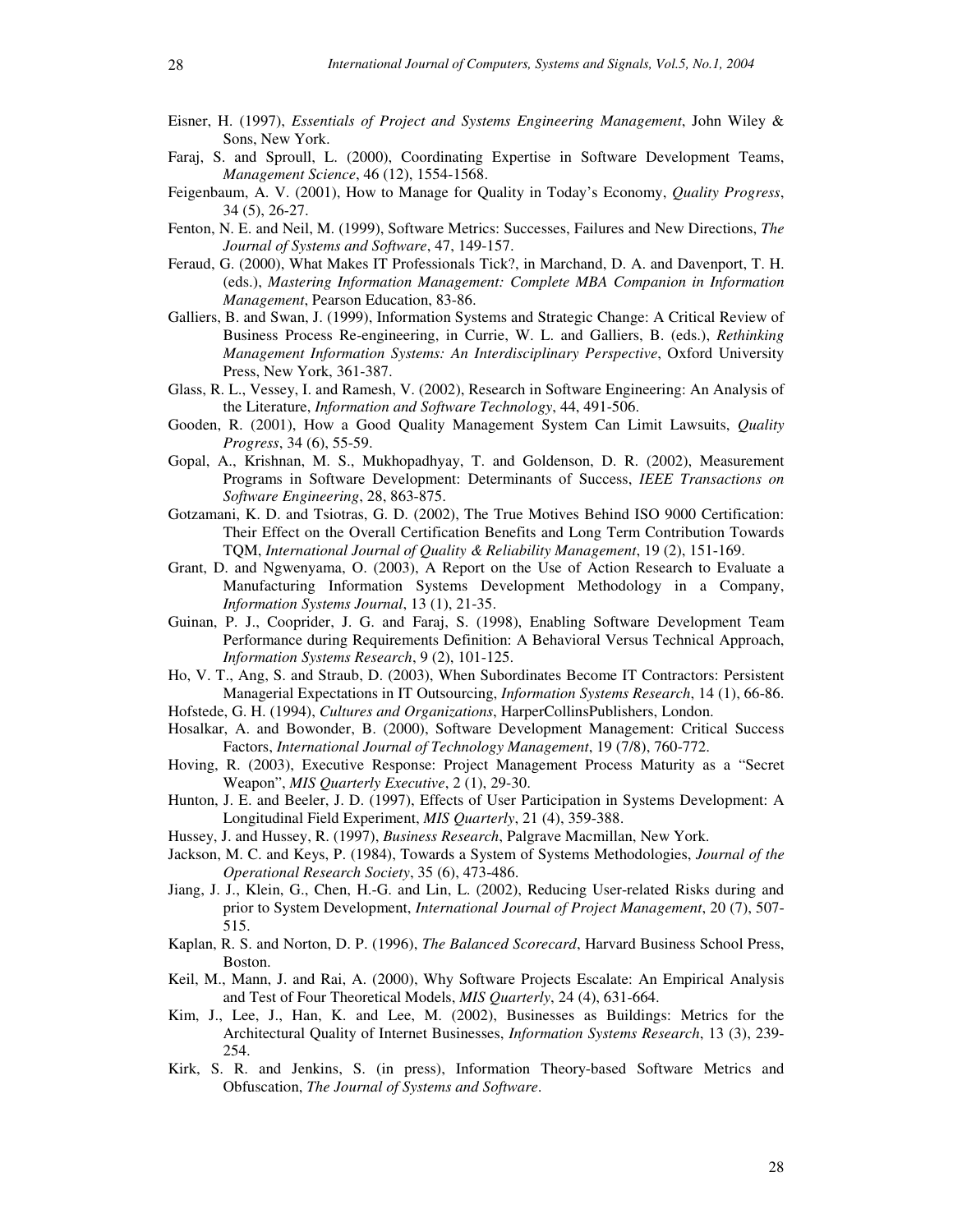Eisner, H. (1997), *Essentials of Project and Systems Engineering Management*, John Wiley & Sons, New York.

Faraj, S. and Sproull, L. (2000), Coordinating Expertise in Software Development Teams, *Management Science*, 46 (12), 1554-1568.

Feigenbaum, A. V. (2001), How to Manage for Quality in Today's Economy, *Quality Progress*, 34 (5), 26-27.

Fenton, N. E. and Neil, M. (1999), Software Metrics: Successes, Failures and New Directions, *The Journal of Systems and Software*, 47, 149-157.

Feraud, G. (2000), What Makes IT Professionals Tick?, in Marchand, D. A. and Davenport, T. H. (eds.), *Mastering Information Management: Complete MBA Companion in Information Management*, Pearson Education, 83-86.

Galliers, B. and Swan, J. (1999), Information Systems and Strategic Change: A Critical Review of Business Process Re-engineering, in Currie, W. L. and Galliers, B. (eds.), *Rethinking Management Information Systems: An Interdisciplinary Perspective*, Oxford University Press, New York, 361-387.

Glass, R. L., Vessey, I. and Ramesh, V. (2002), Research in Software Engineering: An Analysis of the Literature, *Information and Software Technology*, 44, 491-506.

Gooden, R. (2001), How a Good Quality Management System Can Limit Lawsuits, *Quality Progress*, 34 (6), 55-59.

Gopal, A., Krishnan, M. S., Mukhopadhyay, T. and Goldenson, D. R. (2002), Measurement Programs in Software Development: Determinants of Success, *IEEE Transactions on Software Engineering*, 28, 863-875.

Gotzamani, K. D. and Tsiotras, G. D. (2002), The True Motives Behind ISO 9000 Certification: Their Effect on the Overall Certification Benefits and Long Term Contribution Towards TQM, *International Journal of Quality & Reliability Management*, 19 (2), 151-169.

Grant, D. and Ngwenyama, O. (2003), A Report on the Use of Action Research to Evaluate a Manufacturing Information Systems Development Methodology in a Company, *Information Systems Journal*, 13 (1), 21-35.

Guinan, P. J., Cooprider, J. G. and Faraj, S. (1998), Enabling Software Development Team Performance during Requirements Definition: A Behavioral Versus Technical Approach, *Information Systems Research*, 9 (2), 101-125.

Ho, V. T., Ang, S. and Straub, D. (2003), When Subordinates Become IT Contractors: Persistent Managerial Expectations in IT Outsourcing, *Information Systems Research*, 14 (1), 66-86.

Hofstede, G. H. (1994), *Cultures and Organizations*, HarperCollinsPublishers, London.

Hosalkar, A. and Bowonder, B. (2000), Software Development Management: Critical Success Factors, *International Journal of Technology Management*, 19 (7/8), 760-772.

Hoving, R. (2003), Executive Response: Project Management Process Maturity as a "Secret Weapon", *MIS Quarterly Executive*, 2 (1), 29-30.

Hunton, J. E. and Beeler, J. D. (1997), Effects of User Participation in Systems Development: A Longitudinal Field Experiment, *MIS Quarterly*, 21 (4), 359-388.

Hussey, J. and Hussey, R. (1997), *Business Research*, Palgrave Macmillan, New York.

Jackson, M. C. and Keys, P. (1984), Towards a System of Systems Methodologies, *Journal of the Operational Research Society*, 35 (6), 473-486.

Jiang, J. J., Klein, G., Chen, H.-G. and Lin, L. (2002), Reducing User-related Risks during and prior to System Development, *International Journal of Project Management*, 20 (7), 507-515.

Kaplan, R. S. and Norton, D. P. (1996), *The Balanced Scorecard*, Harvard Business School Press, Boston.

Keil, M., Mann, J. and Rai, A. (2000), Why Software Projects Escalate: An Empirical Analysis and Test of Four Theoretical Models, *MIS Quarterly*, 24 (4), 631-664.

Kim, J., Lee, J., Han, K. and Lee, M. (2002), Businesses as Buildings: Metrics for the Architectural Quality of Internet Businesses, *Information Systems Research*, 13 (3), 239-254.

Kirk, S. R. and Jenkins, S. (in press), Information Theory-based Software Metrics and Obfuscation, *The Journal of Systems and Software*.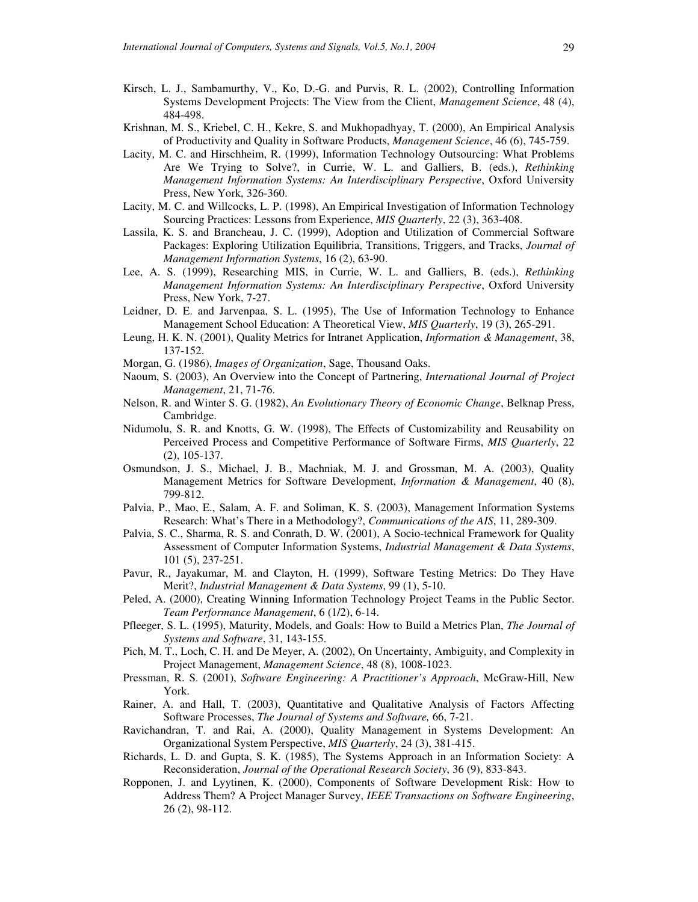Kirsch, L. J., Sambamurthy, V., Ko, D.-G. and Purvis, R. L. (2002), Controlling Information Systems Development Projects: The View from the Client, *Management Science*, 48 (4), 484-498.

Krishnan, M. S., Kriebel, C. H., Kekre, S. and Mukhopadhyay, T. (2000), An Empirical Analysis of Productivity and Quality in Software Products, *Management Science*, 46 (6), 745-759.

Lacity, M. C. and Hirschheim, R. (1999), Information Technology Outsourcing: What Problems Are We Trying to Solve?, in Currie, W. L. and Galliers, B. (eds.), *Rethinking Management Information Systems: An Interdisciplinary Perspective*, Oxford University Press, New York, 326-360.

Lacity, M. C. and Willcocks, L. P. (1998), An Empirical Investigation of Information Technology Sourcing Practices: Lessons from Experience, *MIS Quarterly*, 22 (3), 363-408.

Lassila, K. S. and Brancheau, J. C. (1999), Adoption and Utilization of Commercial Software Packages: Exploring Utilization Equilibria, Transitions, Triggers, and Tracks, *Journal of Management Information Systems*, 16 (2), 63-90.

Lee, A. S. (1999), Researching MIS, in Currie, W. L. and Galliers, B. (eds.), *Rethinking Management Information Systems: An Interdisciplinary Perspective*, Oxford University Press, New York, 7-27.

Leidner, D. E. and Jarvenpaa, S. L. (1995), The Use of Information Technology to Enhance Management School Education: A Theoretical View, *MIS Quarterly*, 19 (3), 265-291.

Leung, H. K. N. (2001), Quality Metrics for Intranet Application, *Information & Management*, 38, 137-152.

Morgan, G. (1986), *Images of Organization*, Sage, Thousand Oaks.

Naoum, S. (2003), An Overview into the Concept of Partnering, *International Journal of Project Management*, 21, 71-76.

Nelson, R. and Winter S. G. (1982), *An Evolutionary Theory of Economic Change*, Belknap Press, Cambridge.

Nidumolu, S. R. and Knotts, G. W. (1998), The Effects of Customizability and Reusability on Perceived Process and Competitive Performance of Software Firms, *MIS Quarterly*, 22 (2), 105-137.

Osmundson, J. S., Michael, J. B., Machniak, M. J. and Grossman, M. A. (2003), Quality Management Metrics for Software Development, *Information & Management*, 40 (8), 799-812.

Palvia, P., Mao, E., Salam, A. F. and Soliman, K. S. (2003), Management Information Systems Research: What's There in a Methodology?, *Communications of the AIS*, 11, 289-309.

Palvia, S. C., Sharma, R. S. and Conrath, D. W. (2001), A Socio-technical Framework for Quality Assessment of Computer Information Systems, *Industrial Management & Data Systems*, 101 (5), 237-251.

Pavur, R., Jayakumar, M. and Clayton, H. (1999), Software Testing Metrics: Do They Have Merit?, *Industrial Management & Data Systems*, 99 (1), 5-10.

Peled, A. (2000), Creating Winning Information Technology Project Teams in the Public Sector. *Team Performance Management*, 6 (1/2), 6-14.

Pfleeger, S. L. (1995), Maturity, Models, and Goals: How to Build a Metrics Plan, *The Journal of Systems and Software*, 31, 143-155.

Pich, M. T., Loch, C. H. and De Meyer, A. (2002), On Uncertainty, Ambiguity, and Complexity in Project Management, *Management Science*, 48 (8), 1008-1023.

Pressman, R. S. (2001), *Software Engineering: A Practitioner's Approach*, McGraw-Hill, New York.

Rainer, A. and Hall, T. (2003), Quantitative and Qualitative Analysis of Factors Affecting Software Processes, *The Journal of Systems and Software,* 66, 7-21.

Ravichandran, T. and Rai, A. (2000), Quality Management in Systems Development: An Organizational System Perspective, *MIS Quarterly*, 24 (3), 381-415.

Richards, L. D. and Gupta, S. K. (1985), The Systems Approach in an Information Society: A Reconsideration, *Journal of the Operational Research Society*, 36 (9), 833-843.

Ropponen, J. and Lyytinen, K. (2000), Components of Software Development Risk: How to Address Them? A Project Manager Survey, *IEEE Transactions on Software Engineering*, 26 (2), 98-112.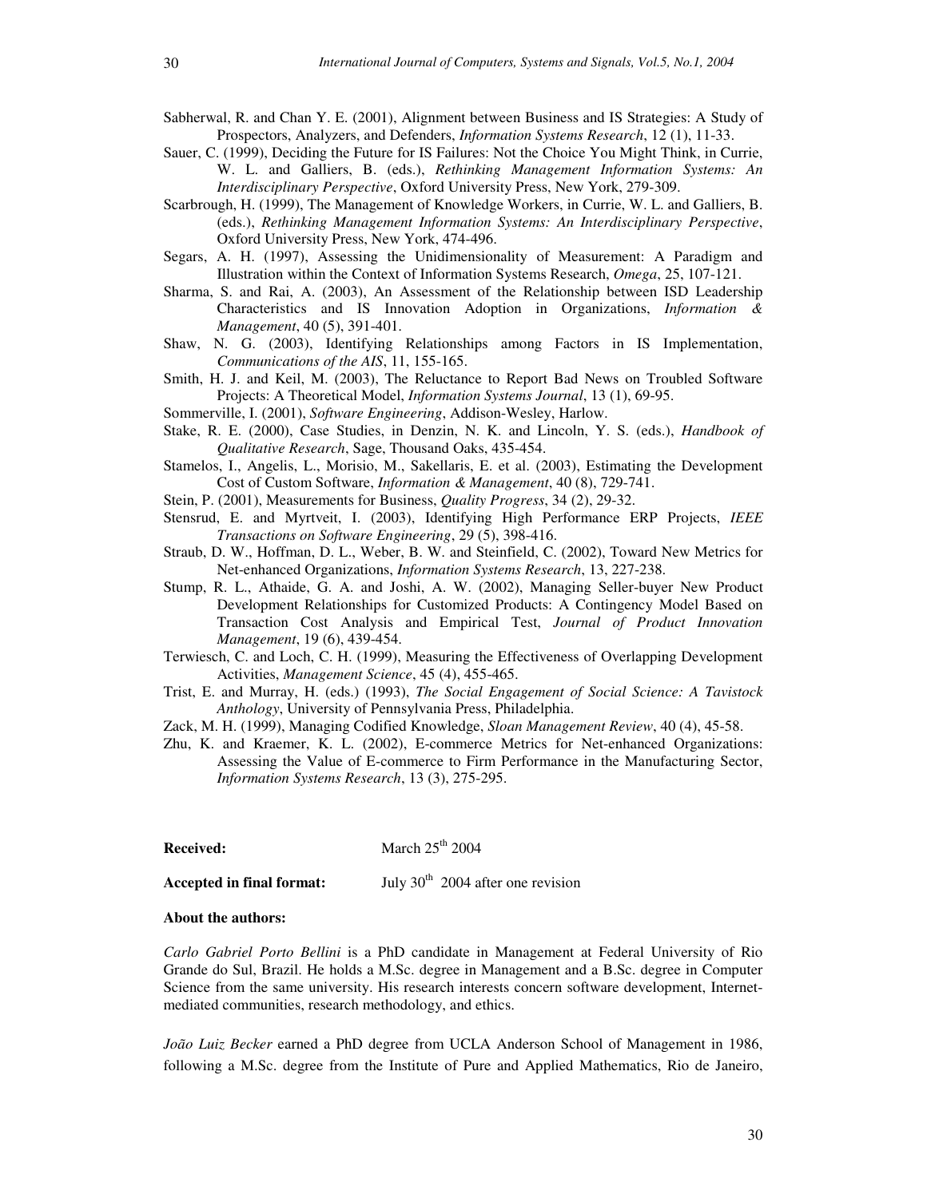Sabherwal, R. and Chan Y. E. (2001), Alignment between Business and IS Strategies: A Study of Prospectors, Analyzers, and Defenders, *Information Systems Research*, 12 (1), 11-33.

Sauer, C. (1999), Deciding the Future for IS Failures: Not the Choice You Might Think, in Currie, W. L. and Galliers, B. (eds.), *Rethinking Management Information Systems: An Interdisciplinary Perspective*, Oxford University Press, New York, 279-309.

Scarbrough, H. (1999), The Management of Knowledge Workers, in Currie, W. L. and Galliers, B. (eds.), *Rethinking Management Information Systems: An Interdisciplinary Perspective*, Oxford University Press, New York, 474-496.

Segars, A. H. (1997), Assessing the Unidimensionality of Measurement: A Paradigm and Illustration within the Context of Information Systems Research, *Omega*, 25, 107-121.

Sharma, S. and Rai, A. (2003), An Assessment of the Relationship between ISD Leadership Characteristics and IS Innovation Adoption in Organizations, *Information & Management*, 40 (5), 391-401.

Shaw, N. G. (2003), Identifying Relationships among Factors in IS Implementation, *Communications of the AIS*, 11, 155-165.

Smith, H. J. and Keil, M. (2003), The Reluctance to Report Bad News on Troubled Software Projects: A Theoretical Model, *Information Systems Journal*, 13 (1), 69-95.

Sommerville, I. (2001), *Software Engineering*, Addison-Wesley, Harlow.

Stake, R. E. (2000), Case Studies, in Denzin, N. K. and Lincoln, Y. S. (eds.), *Handbook of Qualitative Research*, Sage, Thousand Oaks, 435-454.

Stamelos, I., Angelis, L., Morisio, M., Sakellaris, E. et al. (2003), Estimating the Development Cost of Custom Software, *Information & Management*, 40 (8), 729-741.

Stein, P. (2001), Measurements for Business, *Quality Progress*, 34 (2), 29-32.

Stensrud, E. and Myrtveit, I. (2003), Identifying High Performance ERP Projects, *IEEE Transactions on Software Engineering*, 29 (5), 398-416.

Straub, D. W., Hoffman, D. L., Weber, B. W. and Steinfield, C. (2002), Toward New Metrics for Net-enhanced Organizations, *Information Systems Research*, 13, 227-238.

Stump, R. L., Athaide, G. A. and Joshi, A. W. (2002), Managing Seller-buyer New Product Development Relationships for Customized Products: A Contingency Model Based on Transaction Cost Analysis and Empirical Test, *Journal of Product Innovation Management*, 19 (6), 439-454.

Terwiesch, C. and Loch, C. H. (1999), Measuring the Effectiveness of Overlapping Development Activities, *Management Science*, 45 (4), 455-465.

Trist, E. and Murray, H. (eds.) (1993), *The Social Engagement of Social Science: A Tavistock Anthology*, University of Pennsylvania Press, Philadelphia.

Zack, M. H. (1999), Managing Codified Knowledge, *Sloan Management Review*, 40 (4), 45-58.

Zhu, K. and Kraemer, K. L. (2002), E-commerce Metrics for Net-enhanced Organizations: Assessing the Value of E-commerce to Firm Performance in the Manufacturing Sector, *Information Systems Research*, 13 (3), 275-295.

**Received:** March 25th 2004

**Accepted in final format:** July 30th 2004 after one revision

**About the authors:**

*Carlo Gabriel Porto Bellini* is a PhD candidate in Management at Federal University of Rio Grande do Sul, Brazil. He holds a M.Sc. degree in Management and a B.Sc. degree in Computer Science from the same university. His research interests concern software development, Internet-mediated communities, research methodology, and ethics.

*João Luiz Becker* earned a PhD degree from UCLA Anderson School of Management in 1986, following a M.Sc. degree from the Institute of Pure and Applied Mathematics, Rio de Janeiro,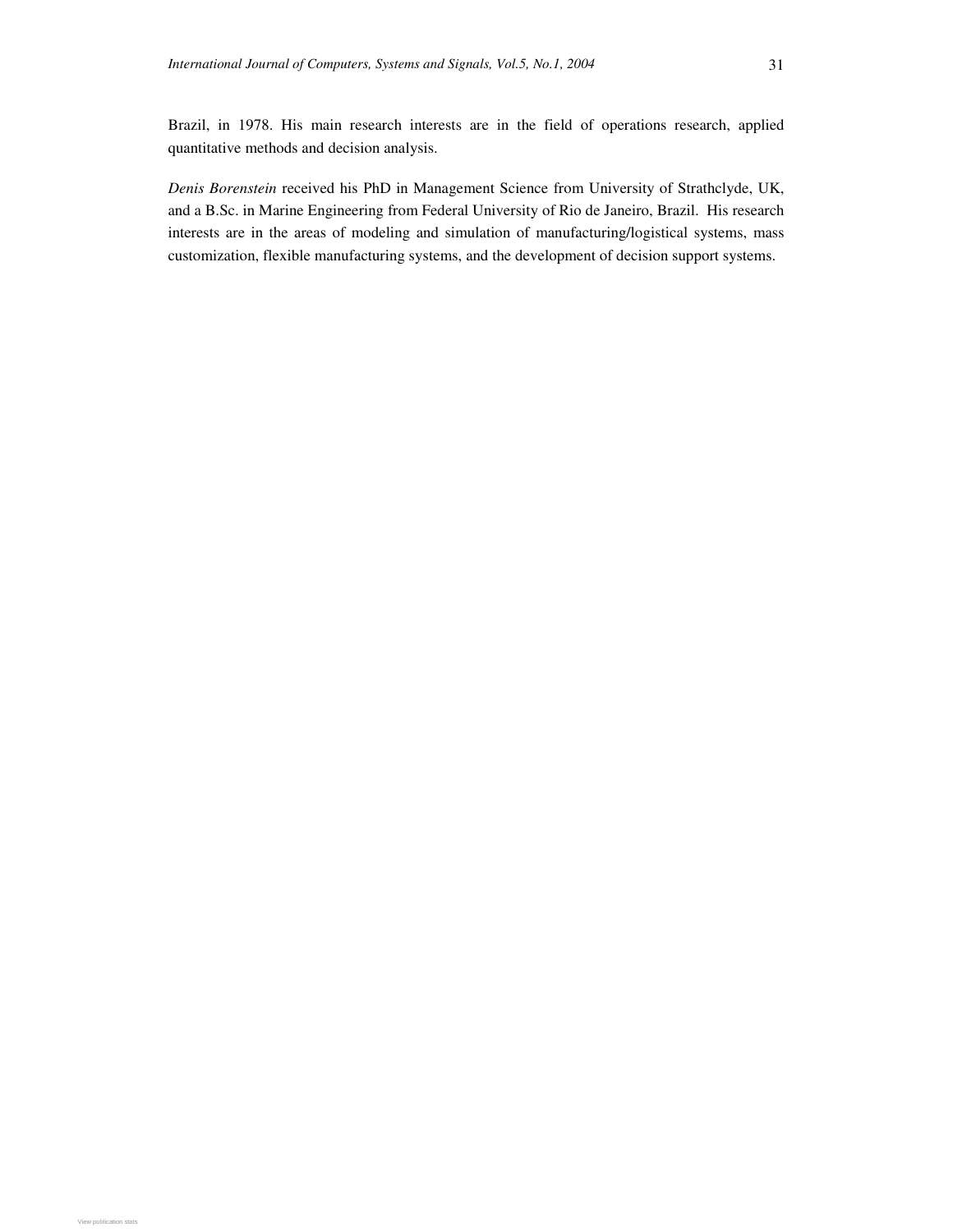Brazil, in 1978. His main research interests are in the field of operations research, applied quantitative methods and decision analysis.

*Denis Borenstein* received his PhD in Management Science from University of Strathclyde, UK, and a B.Sc. in Marine Engineering from Federal University of Rio de Janeiro, Brazil. His research interests are in the areas of modeling and simulation of manufacturing/logistical systems, mass customization, flexible manufacturing systems, and the development of decision support systems.